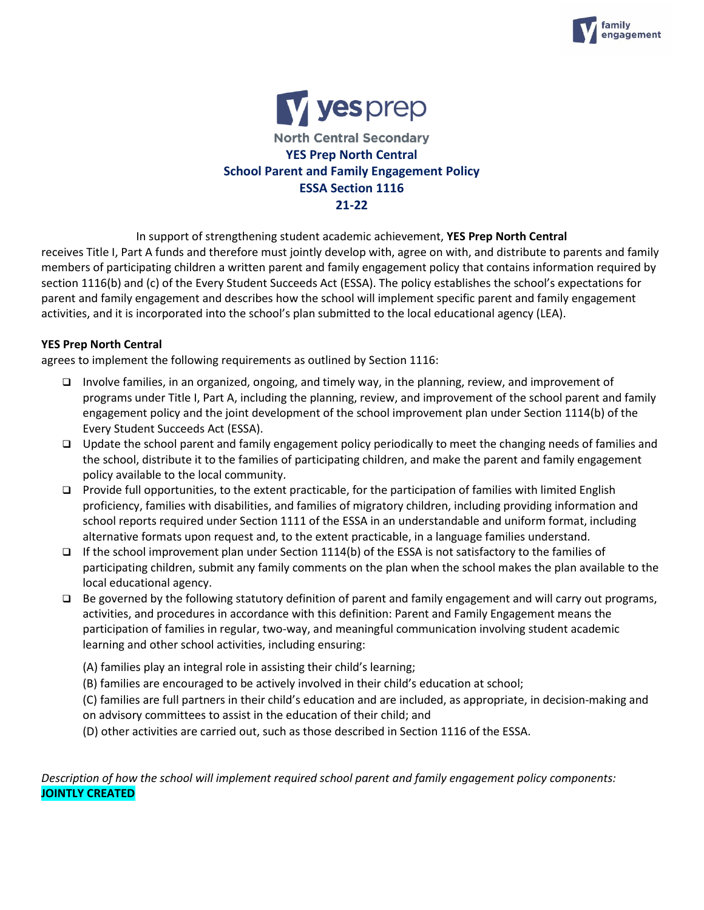North Central Secondary

# YES Prep North Central
# School Parent and Family Engagement Policy
# ESSA Section 1116
# 21-22

In support of strengthening student academic achievement, **YES Prep North Central** receives Title I, Part A funds and therefore must jointly develop with, agree on with, and distribute to parents and family members of participating children a written parent and family engagement policy that contains information required by section 1116(b) and (c) of the Every Student Succeeds Act (ESSA). The policy establishes the school's expectations for parent and family engagement and describes how the school will implement specific parent and family engagement activities, and it is incorporated into the school's plan submitted to the local educational agency (LEA).

**YES Prep North Central**
agrees to implement the following requirements as outlined by Section 1116:

- Involve families, in an organized, ongoing, and timely way, in the planning, review, and improvement of programs under Title I, Part A, including the planning, review, and improvement of the school parent and family engagement policy and the joint development of the school improvement plan under Section 1114(b) of the Every Student Succeeds Act (ESSA).
- Update the school parent and family engagement policy periodically to meet the changing needs of families and the school, distribute it to the families of participating children, and make the parent and family engagement policy available to the local community.
- Provide full opportunities, to the extent practicable, for the participation of families with limited English proficiency, families with disabilities, and families of migratory children, including providing information and school reports required under Section 1111 of the ESSA in an understandable and uniform format, including alternative formats upon request and, to the extent practicable, in a language families understand.
- If the school improvement plan under Section 1114(b) of the ESSA is not satisfactory to the families of participating children, submit any family comments on the plan when the school makes the plan available to the local educational agency.
- Be governed by the following statutory definition of parent and family engagement and will carry out programs, activities, and procedures in accordance with this definition: Parent and Family Engagement means the participation of families in regular, two-way, and meaningful communication involving student academic learning and other school activities, including ensuring:

  (A) families play an integral role in assisting their child's learning;

  (B) families are encouraged to be actively involved in their child's education at school;

  (C) families are full partners in their child's education and are included, as appropriate, in decision-making and on advisory committees to assist in the education of their child; and

  (D) other activities are carried out, such as those described in Section 1116 of the ESSA.

*Description of how the school will implement required school parent and family engagement policy components:*
**JOINTLY CREATED**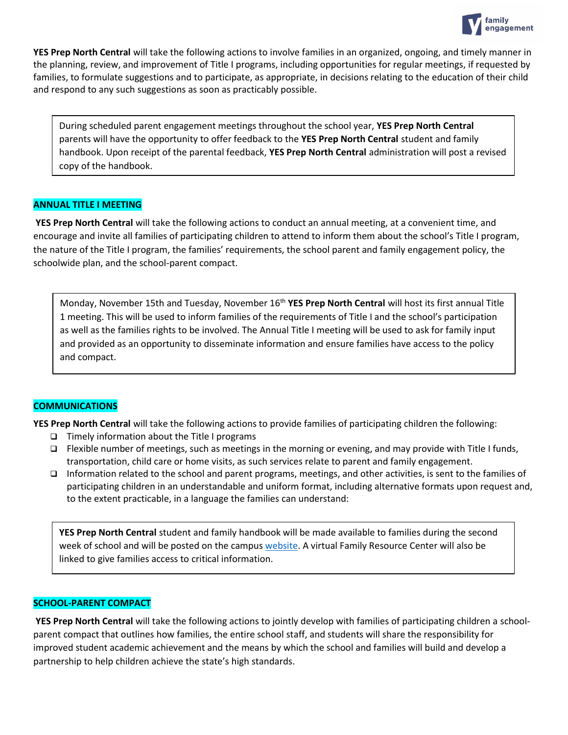**YES Prep North Central** will take the following actions to involve families in an organized, ongoing, and timely manner in the planning, review, and improvement of Title I programs, including opportunities for regular meetings, if requested by families, to formulate suggestions and to participate, as appropriate, in decisions relating to the education of their child and respond to any such suggestions as soon as practicably possible.

> During scheduled parent engagement meetings throughout the school year, **YES Prep North Central** parents will have the opportunity to offer feedback to the **YES Prep North Central** student and family handbook. Upon receipt of the parental feedback, **YES Prep North Central** administration will post a revised copy of the handbook.

## ANNUAL TITLE I MEETING

**YES Prep North Central** will take the following actions to conduct an annual meeting, at a convenient time, and encourage and invite all families of participating children to attend to inform them about the school's Title I program, the nature of the Title I program, the families' requirements, the school parent and family engagement policy, the schoolwide plan, and the school-parent compact.

> Monday, November 15th and Tuesday, November 16th **YES Prep North Central** will host its first annual Title 1 meeting. This will be used to inform families of the requirements of Title I and the school's participation as well as the families rights to be involved. The Annual Title I meeting will be used to ask for family input and provided as an opportunity to disseminate information and ensure families have access to the policy and compact.

## COMMUNICATIONS

**YES Prep North Central** will take the following actions to provide families of participating children the following:

- Timely information about the Title I programs
- Flexible number of meetings, such as meetings in the morning or evening, and may provide with Title I funds, transportation, child care or home visits, as such services relate to parent and family engagement.
- Information related to the school and parent programs, meetings, and other activities, is sent to the families of participating children in an understandable and uniform format, including alternative formats upon request and, to the extent practicable, in a language the families can understand:

> **YES Prep North Central** student and family handbook will be made available to families during the second week of school and will be posted on the campus website. A virtual Family Resource Center will also be linked to give families access to critical information.

## SCHOOL-PARENT COMPACT

**YES Prep North Central** will take the following actions to jointly develop with families of participating children a school-parent compact that outlines how families, the entire school staff, and students will share the responsibility for improved student academic achievement and the means by which the school and families will build and develop a partnership to help children achieve the state's high standards.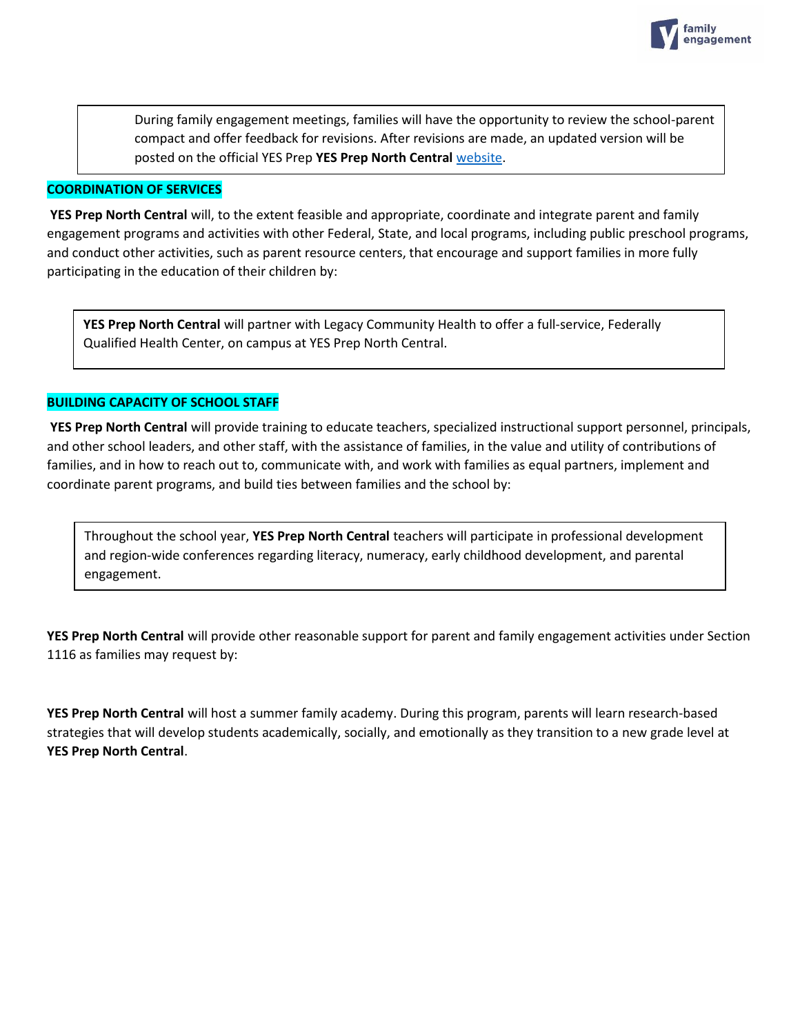During family engagement meetings, families will have the opportunity to review the school-parent compact and offer feedback for revisions. After revisions are made, an updated version will be posted on the official YES Prep **YES Prep North Central** website.

## COORDINATION OF SERVICES

**YES Prep North Central** will, to the extent feasible and appropriate, coordinate and integrate parent and family engagement programs and activities with other Federal, State, and local programs, including public preschool programs, and conduct other activities, such as parent resource centers, that encourage and support families in more fully participating in the education of their children by:

**YES Prep North Central** will partner with Legacy Community Health to offer a full-service, Federally Qualified Health Center, on campus at YES Prep North Central.

## BUILDING CAPACITY OF SCHOOL STAFF

**YES Prep North Central** will provide training to educate teachers, specialized instructional support personnel, principals, and other school leaders, and other staff, with the assistance of families, in the value and utility of contributions of families, and in how to reach out to, communicate with, and work with families as equal partners, implement and coordinate parent programs, and build ties between families and the school by:

Throughout the school year, **YES Prep North Central** teachers will participate in professional development and region-wide conferences regarding literacy, numeracy, early childhood development, and parental engagement.

**YES Prep North Central** will provide other reasonable support for parent and family engagement activities under Section 1116 as families may request by:

**YES Prep North Central** will host a summer family academy. During this program, parents will learn research-based strategies that will develop students academically, socially, and emotionally as they transition to a new grade level at **YES Prep North Central**.